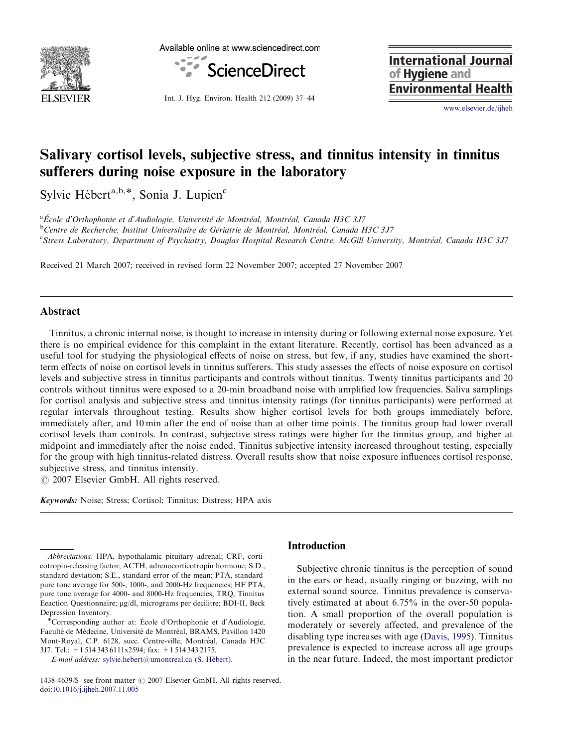# Salivary cortisol levels, subjective stress, and tinnitus intensity in tinnitus sufferers during noise exposure in the laboratory

Sylvie Hébert[a,b,*], Sonia J. Lupien[c]

[a]École d'Orthophonie et d'Audiologie, Université de Montréal, Montréal, Canada H3C 3J7

[b]Centre de Recherche, Institut Universitaire de Gériatrie de Montréal, Montréal, Canada H3C 3J7

[c]Stress Laboratory, Department of Psychiatry, Douglas Hospital Research Centre, McGill University, Montréal, Canada H3C 3J7

Received 21 March 2007; received in revised form 22 November 2007; accepted 27 November 2007

## Abstract

Tinnitus, a chronic internal noise, is thought to increase in intensity during or following external noise exposure. Yet there is no empirical evidence for this complaint in the extant literature. Recently, cortisol has been advanced as a useful tool for studying the physiological effects of noise on stress, but few, if any, studies have examined the short-term effects of noise on cortisol levels in tinnitus sufferers. This study assesses the effects of noise exposure on cortisol levels and subjective stress in tinnitus participants and controls without tinnitus. Twenty tinnitus participants and 20 controls without tinnitus were exposed to a 20-min broadband noise with amplified low frequencies. Saliva samplings for cortisol analysis and subjective stress and tinnitus intensity ratings (for tinnitus participants) were performed at regular intervals throughout testing. Results show higher cortisol levels for both groups immediately before, immediately after, and 10 min after the end of noise than at other time points. The tinnitus group had lower overall cortisol levels than controls. In contrast, subjective stress ratings were higher for the tinnitus group, and higher at midpoint and immediately after the noise ended. Tinnitus subjective intensity increased throughout testing, especially for the group with high tinnitus-related distress. Overall results show that noise exposure influences cortisol response, subjective stress, and tinnitus intensity.

© 2007 Elsevier GmbH. All rights reserved.

***Keywords:*** Noise; Stress; Cortisol; Tinnitus; Distress; HPA axis

## Introduction

Subjective chronic tinnitus is the perception of sound in the ears or head, usually ringing or buzzing, with no external sound source. Tinnitus prevalence is conservatively estimated at about 6.75% in the over-50 population. A small proportion of the overall population is moderately or severely affected, and prevalence of the disabling type increases with age (Davis, 1995). Tinnitus prevalence is expected to increase across all age groups in the near future. Indeed, the most important predictor

---

*Abbreviations:* HPA, hypothalamic–pituitary–adrenal; CRF, corticotropin-releasing factor; ACTH, adrenocorticotropin hormone; S.D., standard deviation; S.E., standard error of the mean; PTA, standard pure tone average for 500-, 1000-, and 2000-Hz frequencies; HF PTA, pure tone average for 4000- and 8000-Hz frequencies; TRQ, Tinnitus Eeaction Questionnaire; μg/dl, micrograms per decilitre; BDI-II, Beck Depression Inventory.

*Corresponding author at: École d'Orthophonie et d'Audiologie, Faculté de Médecine, Université de Montréal, BRAMS, Pavillon 1420 Mont-Royal, C.P. 6128, succ. Centre-ville, Montréal, Canada H3C 3J7. Tel.: +1 514 343 6111x2594; fax: +1 514 343 2175.

*E-mail address:* sylvie.hebert@umontreal.ca (S. Hébert).

1438-4639/$ - see front matter © 2007 Elsevier GmbH. All rights reserved.
doi:10.1016/j.ijheh.2007.11.005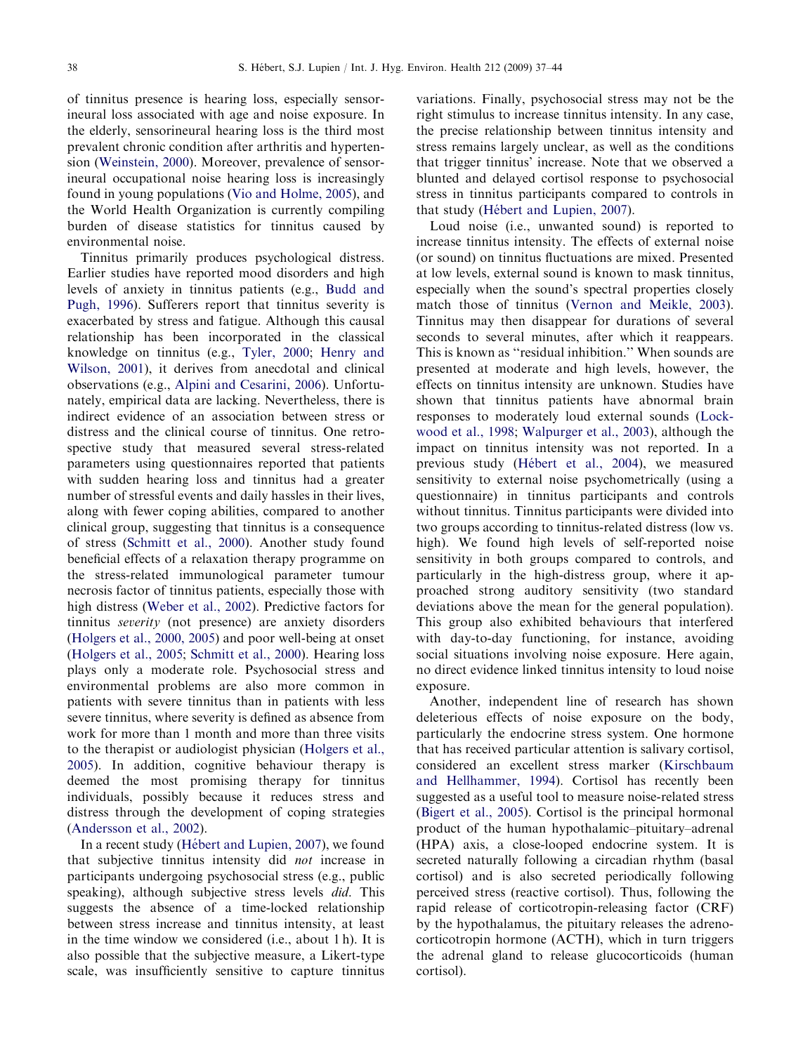of tinnitus presence is hearing loss, especially sensorineural loss associated with age and noise exposure. In the elderly, sensorineural hearing loss is the third most prevalent chronic condition after arthritis and hypertension (Weinstein, 2000). Moreover, prevalence of sensorineural occupational noise hearing loss is increasingly found in young populations (Vio and Holme, 2005), and the World Health Organization is currently compiling burden of disease statistics for tinnitus caused by environmental noise.

Tinnitus primarily produces psychological distress. Earlier studies have reported mood disorders and high levels of anxiety in tinnitus patients (e.g., Budd and Pugh, 1996). Sufferers report that tinnitus severity is exacerbated by stress and fatigue. Although this causal relationship has been incorporated in the classical knowledge on tinnitus (e.g., Tyler, 2000; Henry and Wilson, 2001), it derives from anecdotal and clinical observations (e.g., Alpini and Cesarini, 2006). Unfortunately, empirical data are lacking. Nevertheless, there is indirect evidence of an association between stress or distress and the clinical course of tinnitus. One retrospective study that measured several stress-related parameters using questionnaires reported that patients with sudden hearing loss and tinnitus had a greater number of stressful events and daily hassles in their lives, along with fewer coping abilities, compared to another clinical group, suggesting that tinnitus is a consequence of stress (Schmitt et al., 2000). Another study found beneficial effects of a relaxation therapy programme on the stress-related immunological parameter tumour necrosis factor of tinnitus patients, especially those with high distress (Weber et al., 2002). Predictive factors for tinnitus *severity* (not presence) are anxiety disorders (Holgers et al., 2000, 2005) and poor well-being at onset (Holgers et al., 2005; Schmitt et al., 2000). Hearing loss plays only a moderate role. Psychosocial stress and environmental problems are also more common in patients with severe tinnitus than in patients with less severe tinnitus, where severity is defined as absence from work for more than 1 month and more than three visits to the therapist or audiologist physician (Holgers et al., 2005). In addition, cognitive behaviour therapy is deemed the most promising therapy for tinnitus individuals, possibly because it reduces stress and distress through the development of coping strategies (Andersson et al., 2002).

In a recent study (Hébert and Lupien, 2007), we found that subjective tinnitus intensity did *not* increase in participants undergoing psychosocial stress (e.g., public speaking), although subjective stress levels *did*. This suggests the absence of a time-locked relationship between stress increase and tinnitus intensity, at least in the time window we considered (i.e., about 1 h). It is also possible that the subjective measure, a Likert-type scale, was insufficiently sensitive to capture tinnitus variations. Finally, psychosocial stress may not be the right stimulus to increase tinnitus intensity. In any case, the precise relationship between tinnitus intensity and stress remains largely unclear, as well as the conditions that trigger tinnitus' increase. Note that we observed a blunted and delayed cortisol response to psychosocial stress in tinnitus participants compared to controls in that study (Hébert and Lupien, 2007).

Loud noise (i.e., unwanted sound) is reported to increase tinnitus intensity. The effects of external noise (or sound) on tinnitus fluctuations are mixed. Presented at low levels, external sound is known to mask tinnitus, especially when the sound's spectral properties closely match those of tinnitus (Vernon and Meikle, 2003). Tinnitus may then disappear for durations of several seconds to several minutes, after which it reappears. This is known as "residual inhibition." When sounds are presented at moderate and high levels, however, the effects on tinnitus intensity are unknown. Studies have shown that tinnitus patients have abnormal brain responses to moderately loud external sounds (Lockwood et al., 1998; Walpurger et al., 2003), although the impact on tinnitus intensity was not reported. In a previous study (Hébert et al., 2004), we measured sensitivity to external noise psychometrically (using a questionnaire) in tinnitus participants and controls without tinnitus. Tinnitus participants were divided into two groups according to tinnitus-related distress (low vs. high). We found high levels of self-reported noise sensitivity in both groups compared to controls, and particularly in the high-distress group, where it approached strong auditory sensitivity (two standard deviations above the mean for the general population). This group also exhibited behaviours that interfered with day-to-day functioning, for instance, avoiding social situations involving noise exposure. Here again, no direct evidence linked tinnitus intensity to loud noise exposure.

Another, independent line of research has shown deleterious effects of noise exposure on the body, particularly the endocrine stress system. One hormone that has received particular attention is salivary cortisol, considered an excellent stress marker (Kirschbaum and Hellhammer, 1994). Cortisol has recently been suggested as a useful tool to measure noise-related stress (Bigert et al., 2005). Cortisol is the principal hormonal product of the human hypothalamic–pituitary–adrenal (HPA) axis, a close-looped endocrine system. It is secreted naturally following a circadian rhythm (basal cortisol) and is also secreted periodically following perceived stress (reactive cortisol). Thus, following the rapid release of corticotropin-releasing factor (CRF) by the hypothalamus, the pituitary releases the adrenocorticotropin hormone (ACTH), which in turn triggers the adrenal gland to release glucocorticoids (human cortisol).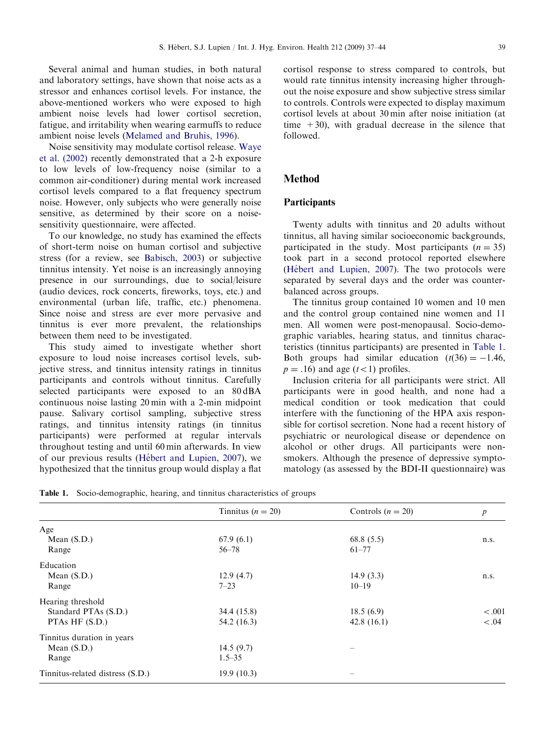Several animal and human studies, in both natural and laboratory settings, have shown that noise acts as a stressor and enhances cortisol levels. For instance, the above-mentioned workers who were exposed to high ambient noise levels had lower cortisol secretion, fatigue, and irritability when wearing earmuffs to reduce ambient noise levels (Melamed and Bruhis, 1996).

Noise sensitivity may modulate cortisol release. Waye et al. (2002) recently demonstrated that a 2-h exposure to low levels of low-frequency noise (similar to a common air-conditioner) during mental work increased cortisol levels compared to a flat frequency spectrum noise. However, only subjects who were generally noise sensitive, as determined by their score on a noise-sensitivity questionnaire, were affected.

To our knowledge, no study has examined the effects of short-term noise on human cortisol and subjective stress (for a review, see Babisch, 2003) or subjective tinnitus intensity. Yet noise is an increasingly annoying presence in our surroundings, due to social/leisure (audio devices, rock concerts, fireworks, toys, etc.) and environmental (urban life, traffic, etc.) phenomena. Since noise and stress are ever more pervasive and tinnitus is ever more prevalent, the relationships between them need to be investigated.

This study aimed to investigate whether short exposure to loud noise increases cortisol levels, subjective stress, and tinnitus intensity ratings in tinnitus participants and controls without tinnitus. Carefully selected participants were exposed to an 80 dBA continuous noise lasting 20 min with a 2-min midpoint pause. Salivary cortisol sampling, subjective stress ratings, and tinnitus intensity ratings (in tinnitus participants) were performed at regular intervals throughout testing and until 60 min afterwards. In view of our previous results (Hébert and Lupien, 2007), we hypothesized that the tinnitus group would display a flat cortisol response to stress compared to controls, but would rate tinnitus intensity increasing higher throughout the noise exposure and show subjective stress similar to controls. Controls were expected to display maximum cortisol levels at about 30 min after noise initiation (at time +30), with gradual decrease in the silence that followed.

## Method

### Participants

Twenty adults with tinnitus and 20 adults without tinnitus, all having similar socioeconomic backgrounds, participated in the study. Most participants ($n = 35$) took part in a second protocol reported elsewhere (Hébert and Lupien, 2007). The two protocols were separated by several days and the order was counterbalanced across groups.

The tinnitus group contained 10 women and 10 men and the control group contained nine women and 11 men. All women were post-menopausal. Socio-demographic variables, hearing status, and tinnitus characteristics (tinnitus participants) are presented in Table 1. Both groups had similar education ($t(36) = -1.46$, $p = .16$) and age ($t < 1$) profiles.

Inclusion criteria for all participants were strict. All participants were in good health, and none had a medical condition or took medication that could interfere with the functioning of the HPA axis responsible for cortisol secretion. None had a recent history of psychiatric or neurological disease or dependence on alcohol or other drugs. All participants were non-smokers. Although the presence of depressive symptomatology (as assessed by the BDI-II questionnaire) was

**Table 1.** Socio-demographic, hearing, and tinnitus characteristics of groups

| | Tinnitus ($n = 20$) | Controls ($n = 20$) | $p$ |
|---|---|---|---|
| Age | | | |
| Mean (S.D.) | 67.9 (6.1) | 68.8 (5.5) | n.s. |
| Range | 56–78 | 61–77 | |
| Education | | | |
| Mean (S.D.) | 12.9 (4.7) | 14.9 (3.3) | n.s. |
| Range | 7–23 | 10–19 | |
| Hearing threshold | | | |
| Standard PTAs (S.D.) | 34.4 (15.8) | 18.5 (6.9) | $<.001$ |
| PTAs HF (S.D.) | 54.2 (16.3) | 42.8 (16.1) | $<.04$ |
| Tinnitus duration in years | | | |
| Mean (S.D.) | 14.5 (9.7) | – | |
| Range | 1.5–35 | | |
| Tinnitus-related distress (S.D.) | 19.9 (10.3) | – | |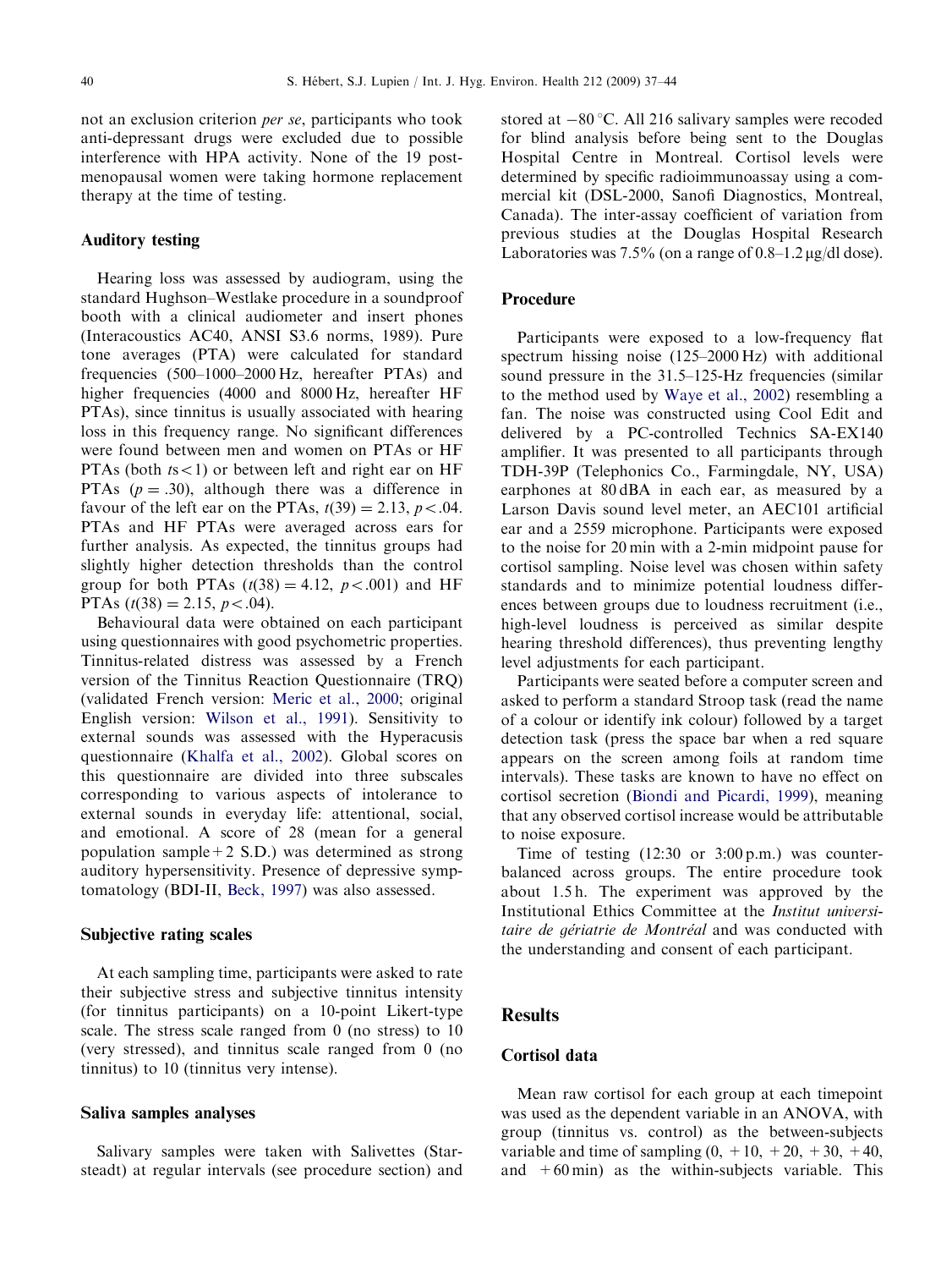not an exclusion criterion *per se*, participants who took anti-depressant drugs were excluded due to possible interference with HPA activity. None of the 19 post-menopausal women were taking hormone replacement therapy at the time of testing.

## Auditory testing

Hearing loss was assessed by audiogram, using the standard Hughson–Westlake procedure in a soundproof booth with a clinical audiometer and insert phones (Interacoustics AC40, ANSI S3.6 norms, 1989). Pure tone averages (PTA) were calculated for standard frequencies (500–1000–2000 Hz, hereafter PTAs) and higher frequencies (4000 and 8000 Hz, hereafter HF PTAs), since tinnitus is usually associated with hearing loss in this frequency range. No significant differences were found between men and women on PTAs or HF PTAs (both $ts < 1$) or between left and right ear on HF PTAs ($p = .30$), although there was a difference in favour of the left ear on the PTAs, $t(39) = 2.13$, $p < .04$. PTAs and HF PTAs were averaged across ears for further analysis. As expected, the tinnitus groups had slightly higher detection thresholds than the control group for both PTAs ($t(38) = 4.12$, $p < .001$) and HF PTAs ($t(38) = 2.15$, $p < .04$).

Behavioural data were obtained on each participant using questionnaires with good psychometric properties. Tinnitus-related distress was assessed by a French version of the Tinnitus Reaction Questionnaire (TRQ) (validated French version: Meric et al., 2000; original English version: Wilson et al., 1991). Sensitivity to external sounds was assessed with the Hyperacusis questionnaire (Khalfa et al., 2002). Global scores on this questionnaire are divided into three subscales corresponding to various aspects of intolerance to external sounds in everyday life: attentional, social, and emotional. A score of 28 (mean for a general population sample + 2 S.D.) was determined as strong auditory hypersensitivity. Presence of depressive symptomatology (BDI-II, Beck, 1997) was also assessed.

## Subjective rating scales

At each sampling time, participants were asked to rate their subjective stress and subjective tinnitus intensity (for tinnitus participants) on a 10-point Likert-type scale. The stress scale ranged from 0 (no stress) to 10 (very stressed), and tinnitus scale ranged from 0 (no tinnitus) to 10 (tinnitus very intense).

## Saliva samples analyses

Salivary samples were taken with Salivettes (Starsteadt) at regular intervals (see procedure section) and stored at −80 °C. All 216 salivary samples were recoded for blind analysis before being sent to the Douglas Hospital Centre in Montreal. Cortisol levels were determined by specific radioimmunoassay using a commercial kit (DSL-2000, Sanofi Diagnostics, Montreal, Canada). The inter-assay coefficient of variation from previous studies at the Douglas Hospital Research Laboratories was 7.5% (on a range of 0.8–1.2 μg/dl dose).

## Procedure

Participants were exposed to a low-frequency flat spectrum hissing noise (125–2000 Hz) with additional sound pressure in the 31.5–125-Hz frequencies (similar to the method used by Waye et al., 2002) resembling a fan. The noise was constructed using Cool Edit and delivered by a PC-controlled Technics SA-EX140 amplifier. It was presented to all participants through TDH-39P (Telephonics Co., Farmingdale, NY, USA) earphones at 80 dBA in each ear, as measured by a Larson Davis sound level meter, an AEC101 artificial ear and a 2559 microphone. Participants were exposed to the noise for 20 min with a 2-min midpoint pause for cortisol sampling. Noise level was chosen within safety standards and to minimize potential loudness differences between groups due to loudness recruitment (i.e., high-level loudness is perceived as similar despite hearing threshold differences), thus preventing lengthy level adjustments for each participant.

Participants were seated before a computer screen and asked to perform a standard Stroop task (read the name of a colour or identify ink colour) followed by a target detection task (press the space bar when a red square appears on the screen among foils at random time intervals). These tasks are known to have no effect on cortisol secretion (Biondi and Picardi, 1999), meaning that any observed cortisol increase would be attributable to noise exposure.

Time of testing (12:30 or 3:00 p.m.) was counterbalanced across groups. The entire procedure took about 1.5 h. The experiment was approved by the Institutional Ethics Committee at the *Institut universitaire de gériatrie de Montréal* and was conducted with the understanding and consent of each participant.

# Results

## Cortisol data

Mean raw cortisol for each group at each timepoint was used as the dependent variable in an ANOVA, with group (tinnitus vs. control) as the between-subjects variable and time of sampling (0, +10, +20, +30, +40, and +60 min) as the within-subjects variable. This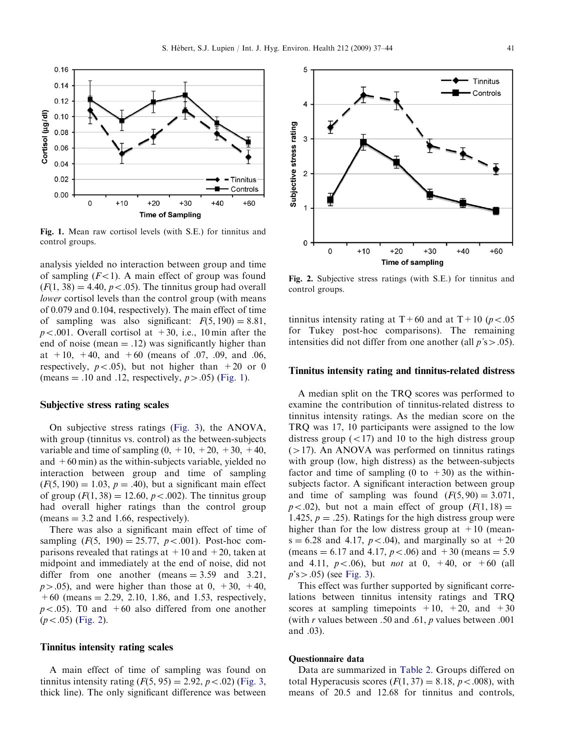Fig. 1. Mean raw cortisol levels (with S.E.) for tinnitus and control groups.

analysis yielded no interaction between group and time of sampling ($F<1$). A main effect of group was found ($F(1, 38) = 4.40$, $p<.05$). The tinnitus group had overall *lower* cortisol levels than the control group (with means of 0.079 and 0.104, respectively). The main effect of time of sampling was also significant: $F(5, 190) = 8.81$, $p<.001$. Overall cortisol at $+30$, i.e., 10 min after the end of noise (mean $= .12$) was significantly higher than at $+10$, $+40$, and $+60$ (means of .07, .09, and .06, respectively, $p<.05$), but not higher than $+20$ or 0 (means $= .10$ and .12, respectively, $p>.05$) (Fig. 1).

## Subjective stress rating scales

On subjective stress ratings (Fig. 3), the ANOVA, with group (tinnitus vs. control) as the between-subjects variable and time of sampling (0, $+10$, $+20$, $+30$, $+40$, and $+60$ min) as the within-subjects variable, yielded no interaction between group and time of sampling ($F(5, 190) = 1.03$, $p = .40$), but a significant main effect of group ($F(1, 38) = 12.60$, $p<.002$). The tinnitus group had overall higher ratings than the control group (means $= 3.2$ and 1.66, respectively).

There was also a significant main effect of time of sampling ($F(5, 190) = 25.77$, $p<.001$). Post-hoc comparisons revealed that ratings at $+10$ and $+20$, taken at midpoint and immediately at the end of noise, did not differ from one another (means $= 3.59$ and 3.21, $p>.05$), and were higher than those at 0, $+30$, $+40$, $+60$ (means $= 2.29$, 2.10, 1.86, and 1.53, respectively, $p<.05$). T0 and $+60$ also differed from one another ($p<.05$) (Fig. 2).

## Tinnitus intensity rating scales

A main effect of time of sampling was found on tinnitus intensity rating ($F(5, 95) = 2.92$, $p<.02$) (Fig. 3, thick line). The only significant difference was between

Fig. 2. Subjective stress ratings (with S.E.) for tinnitus and control groups.

tinnitus intensity rating at T+60 and at T+10 ($p<.05$ for Tukey post-hoc comparisons). The remaining intensities did not differ from one another (all $p$'s $>.05$).

## Tinnitus intensity rating and tinnitus-related distress

A median split on the TRQ scores was performed to examine the contribution of tinnitus-related distress to tinnitus intensity ratings. As the median score on the TRQ was 17, 10 participants were assigned to the low distress group ($<17$) and 10 to the high distress group ($>17$). An ANOVA was performed on tinnitus ratings with group (low, high distress) as the between-subjects factor and time of sampling (0 to $+30$) as the within-subjects factor. A significant interaction between group and time of sampling was found ($F(5, 90) = 3.071$, $p<.02$), but not a main effect of group ($F(1, 18) = 1.425$, $p = .25$). Ratings for the high distress group were higher than for the low distress group at $+10$ (means $= 6.28$ and 4.17, $p<.04$), and marginally so at $+20$ (means $= 6.17$ and 4.17, $p<.06$) and $+30$ (means $= 5.9$ and 4.11, $p<.06$), but *not* at 0, $+40$, or $+60$ (all $p$'s $>.05$) (see Fig. 3).

This effect was further supported by significant correlations between tinnitus intensity ratings and TRQ scores at sampling timepoints $+10$, $+20$, and $+30$ (with $r$ values between .50 and .61, $p$ values between .001 and .03).

### Questionnaire data

Data are summarized in Table 2. Groups differed on total Hyperacusis scores ($F(1, 37) = 8.18$, $p<.008$), with means of 20.5 and 12.68 for tinnitus and controls,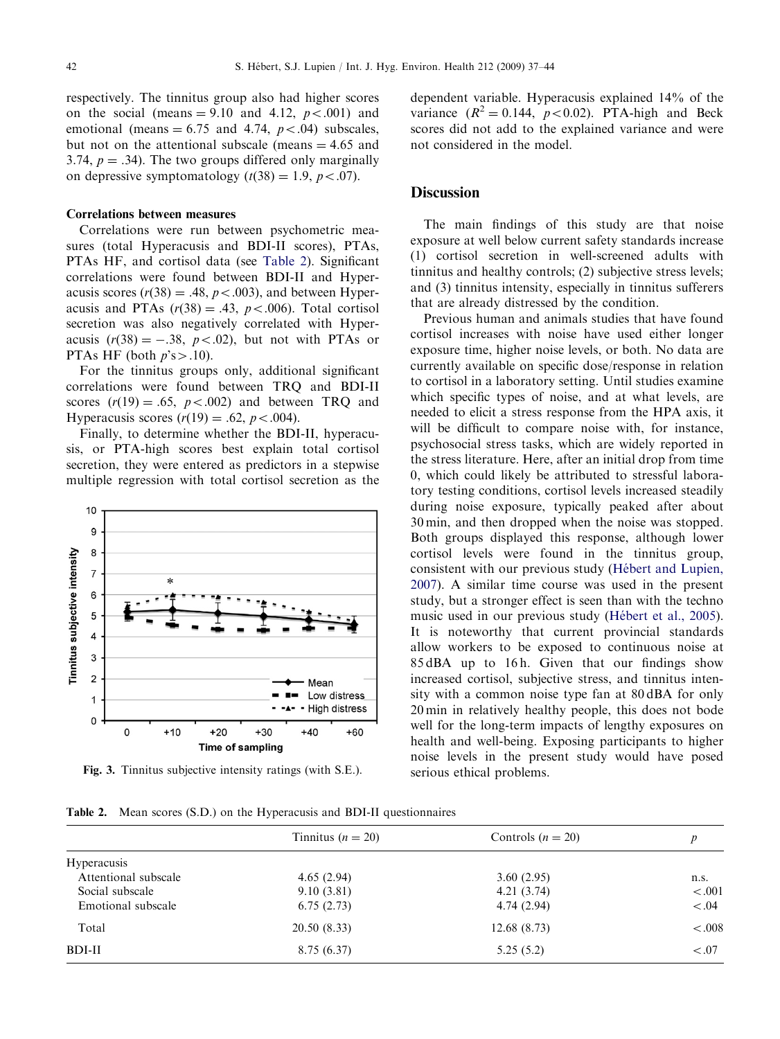respectively. The tinnitus group also had higher scores on the social (means = 9.10 and 4.12, $p < .001$) and emotional (means = 6.75 and 4.74, $p < .04$) subscales, but not on the attentional subscale (means = 4.65 and 3.74, $p = .34$). The two groups differed only marginally on depressive symptomatology ($t(38) = 1.9$, $p < .07$).

### Correlations between measures

Correlations were run between psychometric measures (total Hyperacusis and BDI-II scores), PTAs, PTAs HF, and cortisol data (see Table 2). Significant correlations were found between BDI-II and Hyperacusis scores ($r(38) = .48$, $p < .003$), and between Hyperacusis and PTAs ($r(38) = .43$, $p < .006$). Total cortisol secretion was also negatively correlated with Hyperacusis ($r(38) = -.38$, $p < .02$), but not with PTAs or PTAs HF (both $p$'s > .10).

For the tinnitus groups only, additional significant correlations were found between TRQ and BDI-II scores ($r(19) = .65$, $p < .002$) and between TRQ and Hyperacusis scores ($r(19) = .62$, $p < .004$).

Finally, to determine whether the BDI-II, hyperacusis, or PTA-high scores best explain total cortisol secretion, they were entered as predictors in a stepwise multiple regression with total cortisol secretion as the dependent variable. Hyperacusis explained 14% of the variance ($R^2 = 0.144$, $p < 0.02$). PTA-high and Beck scores did not add to the explained variance and were not considered in the model.

Fig. 3. Tinnitus subjective intensity ratings (with S.E.).

## Discussion

The main findings of this study are that noise exposure at well below current safety standards increase (1) cortisol secretion in well-screened adults with tinnitus and healthy controls; (2) subjective stress levels; and (3) tinnitus intensity, especially in tinnitus sufferers that are already distressed by the condition.

Previous human and animals studies that have found cortisol increases with noise have used either longer exposure time, higher noise levels, or both. No data are currently available on specific dose/response in relation to cortisol in a laboratory setting. Until studies examine which specific types of noise, and at what levels, are needed to elicit a stress response from the HPA axis, it will be difficult to compare noise with, for instance, psychosocial stress tasks, which are widely reported in the stress literature. Here, after an initial drop from time 0, which could likely be attributed to stressful laboratory testing conditions, cortisol levels increased steadily during noise exposure, typically peaked after about 30 min, and then dropped when the noise was stopped. Both groups displayed this response, although lower cortisol levels were found in the tinnitus group, consistent with our previous study (Hébert and Lupien, 2007). A similar time course was used in the present study, but a stronger effect is seen than with the techno music used in our previous study (Hébert et al., 2005). It is noteworthy that current provincial standards allow workers to be exposed to continuous noise at 85 dBA up to 16 h. Given that our findings show increased cortisol, subjective stress, and tinnitus intensity with a common noise type fan at 80 dBA for only 20 min in relatively healthy people, this does not bode well for the long-term impacts of lengthy exposures on health and well-being. Exposing participants to higher noise levels in the present study would have posed serious ethical problems.

Table 2. Mean scores (S.D.) on the Hyperacusis and BDI-II questionnaires

| | Tinnitus ($n = 20$) | Controls ($n = 20$) | $p$ |
|---|---|---|---|
| Hyperacusis | | | |
| Attentional subscale | 4.65 (2.94) | 3.60 (2.95) | n.s. |
| Social subscale | 9.10 (3.81) | 4.21 (3.74) | <.001 |
| Emotional subscale | 6.75 (2.73) | 4.74 (2.94) | <.04 |
| Total | 20.50 (8.33) | 12.68 (8.73) | <.008 |
| BDI-II | 8.75 (6.37) | 5.25 (5.2) | <.07 |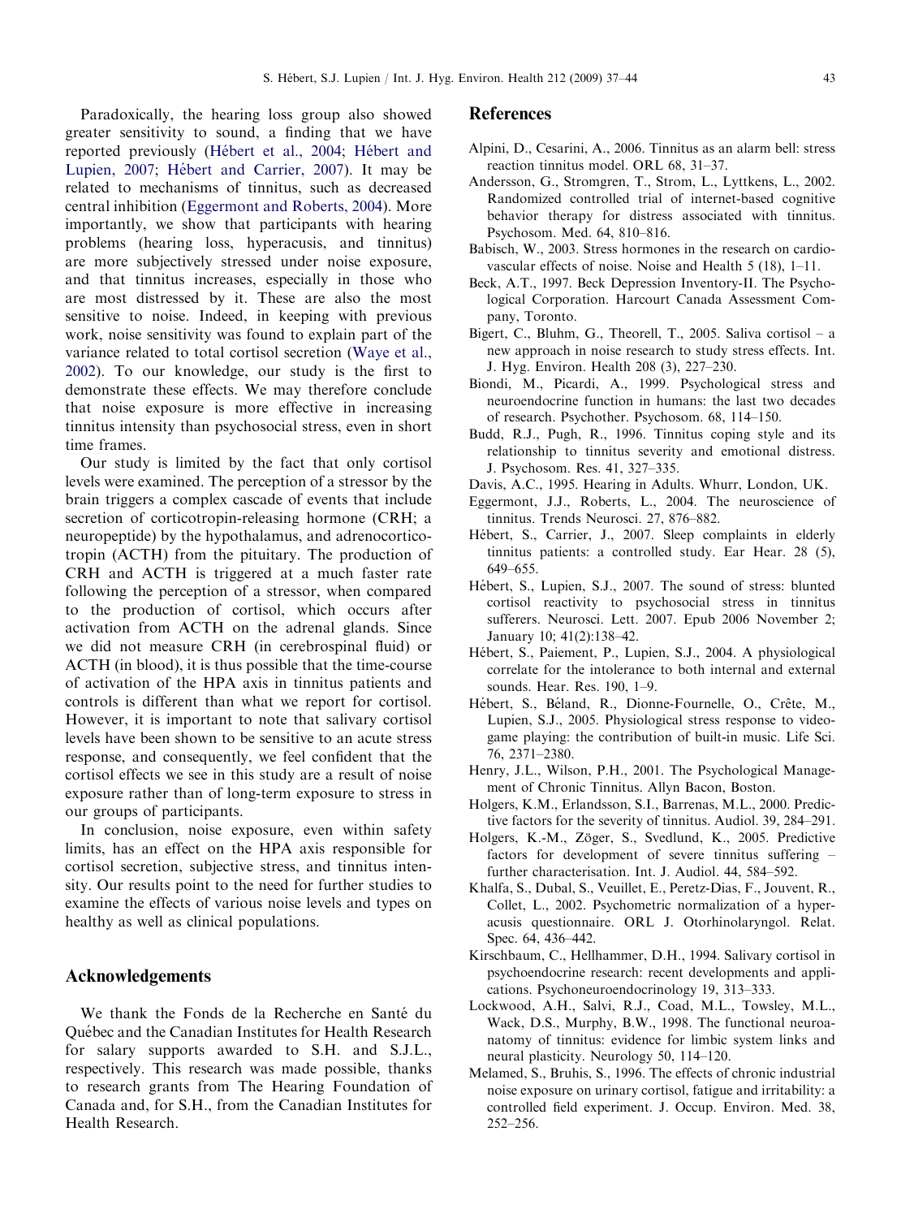Paradoxically, the hearing loss group also showed greater sensitivity to sound, a finding that we have reported previously (Hébert et al., 2004; Hébert and Lupien, 2007; Hébert and Carrier, 2007). It may be related to mechanisms of tinnitus, such as decreased central inhibition (Eggermont and Roberts, 2004). More importantly, we show that participants with hearing problems (hearing loss, hyperacusis, and tinnitus) are more subjectively stressed under noise exposure, and that tinnitus increases, especially in those who are most distressed by it. These are also the most sensitive to noise. Indeed, in keeping with previous work, noise sensitivity was found to explain part of the variance related to total cortisol secretion (Waye et al., 2002). To our knowledge, our study is the first to demonstrate these effects. We may therefore conclude that noise exposure is more effective in increasing tinnitus intensity than psychosocial stress, even in short time frames.

Our study is limited by the fact that only cortisol levels were examined. The perception of a stressor by the brain triggers a complex cascade of events that include secretion of corticotropin-releasing hormone (CRH; a neuropeptide) by the hypothalamus, and adrenocorticotropin (ACTH) from the pituitary. The production of CRH and ACTH is triggered at a much faster rate following the perception of a stressor, when compared to the production of cortisol, which occurs after activation from ACTH on the adrenal glands. Since we did not measure CRH (in cerebrospinal fluid) or ACTH (in blood), it is thus possible that the time-course of activation of the HPA axis in tinnitus patients and controls is different than what we report for cortisol. However, it is important to note that salivary cortisol levels have been shown to be sensitive to an acute stress response, and consequently, we feel confident that the cortisol effects we see in this study are a result of noise exposure rather than of long-term exposure to stress in our groups of participants.

In conclusion, noise exposure, even within safety limits, has an effect on the HPA axis responsible for cortisol secretion, subjective stress, and tinnitus intensity. Our results point to the need for further studies to examine the effects of various noise levels and types on healthy as well as clinical populations.

## Acknowledgements

We thank the Fonds de la Recherche en Santé du Québec and the Canadian Institutes for Health Research for salary supports awarded to S.H. and S.J.L., respectively. This research was made possible, thanks to research grants from The Hearing Foundation of Canada and, for S.H., from the Canadian Institutes for Health Research.

## References

Alpini, D., Cesarini, A., 2006. Tinnitus as an alarm bell: stress reaction tinnitus model. ORL 68, 31–37.

Andersson, G., Stromgren, T., Strom, L., Lyttkens, L., 2002. Randomized controlled trial of internet-based cognitive behavior therapy for distress associated with tinnitus. Psychosom. Med. 64, 810–816.

Babisch, W., 2003. Stress hormones in the research on cardiovascular effects of noise. Noise and Health 5 (18), 1–11.

Beck, A.T., 1997. Beck Depression Inventory-II. The Psychological Corporation. Harcourt Canada Assessment Company, Toronto.

Bigert, C., Bluhm, G., Theorell, T., 2005. Saliva cortisol – a new approach in noise research to study stress effects. Int. J. Hyg. Environ. Health 208 (3), 227–230.

Biondi, M., Picardi, A., 1999. Psychological stress and neuroendocrine function in humans: the last two decades of research. Psychother. Psychosom. 68, 114–150.

Budd, R.J., Pugh, R., 1996. Tinnitus coping style and its relationship to tinnitus severity and emotional distress. J. Psychosom. Res. 41, 327–335.

Davis, A.C., 1995. Hearing in Adults. Whurr, London, UK.

Eggermont, J.J., Roberts, L., 2004. The neuroscience of tinnitus. Trends Neurosci. 27, 876–882.

Hébert, S., Carrier, J., 2007. Sleep complaints in elderly tinnitus patients: a controlled study. Ear Hear. 28 (5), 649–655.

Hébert, S., Lupien, S.J., 2007. The sound of stress: blunted cortisol reactivity to psychosocial stress in tinnitus sufferers. Neurosci. Lett. 2007. Epub 2006 November 2; January 10; 41(2):138–42.

Hébert, S., Paiement, P., Lupien, S.J., 2004. A physiological correlate for the intolerance to both internal and external sounds. Hear. Res. 190, 1–9.

Hébert, S., Béland, R., Dionne-Fournelle, O., Crête, M., Lupien, S.J., 2005. Physiological stress response to video-game playing: the contribution of built-in music. Life Sci. 76, 2371–2380.

Henry, J.L., Wilson, P.H., 2001. The Psychological Management of Chronic Tinnitus. Allyn Bacon, Boston.

Holgers, K.M., Erlandsson, S.I., Barrenas, M.L., 2000. Predictive factors for the severity of tinnitus. Audiol. 39, 284–291.

Holgers, K.-M., Zöger, S., Svedlund, K., 2005. Predictive factors for development of severe tinnitus suffering – further characterisation. Int. J. Audiol. 44, 584–592.

Khalfa, S., Dubal, S., Veuillet, E., Peretz-Dias, F., Jouvent, R., Collet, L., 2002. Psychometric normalization of a hyperacusis questionnaire. ORL J. Otorhinolaryngol. Relat. Spec. 64, 436–442.

Kirschbaum, C., Hellhammer, D.H., 1994. Salivary cortisol in psychoendocrine research: recent developments and applications. Psychoneuroendocrinology 19, 313–333.

Lockwood, A.H., Salvi, R.J., Coad, M.L., Towsley, M.L., Wack, D.S., Murphy, B.W., 1998. The functional neuroanatomy of tinnitus: evidence for limbic system links and neural plasticity. Neurology 50, 114–120.

Melamed, S., Bruhis, S., 1996. The effects of chronic industrial noise exposure on urinary cortisol, fatigue and irritability: a controlled field experiment. J. Occup. Environ. Med. 38, 252–256.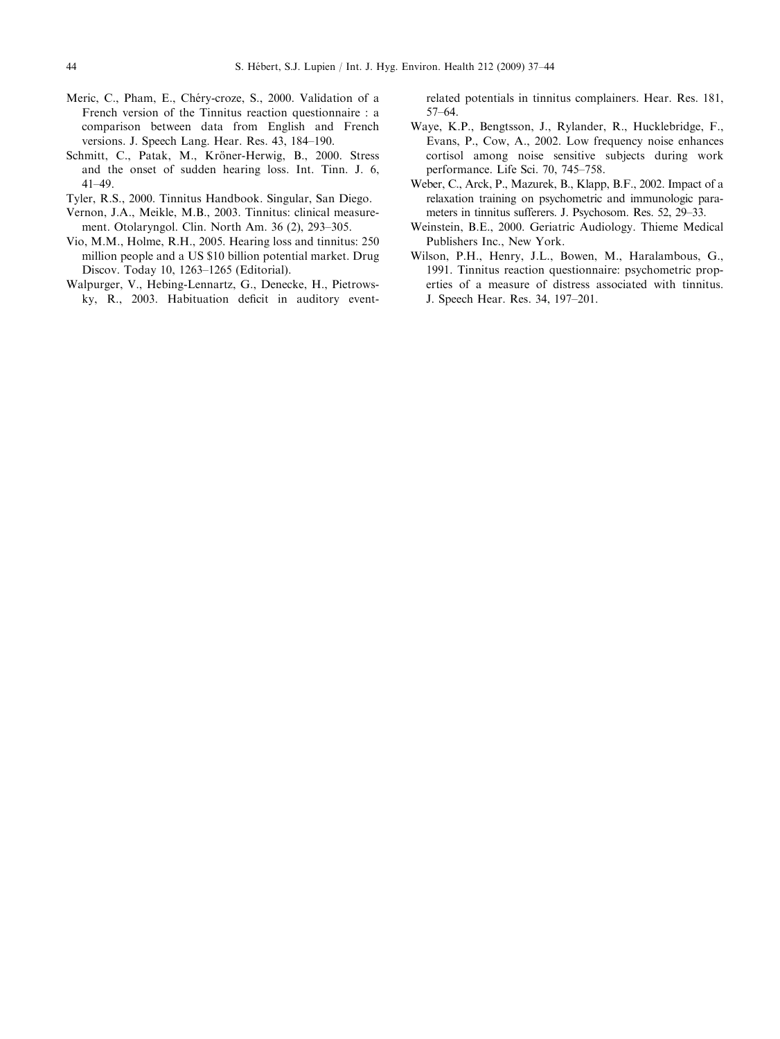Meric, C., Pham, E., Chéry-croze, S., 2000. Validation of a French version of the Tinnitus reaction questionnaire : a comparison between data from English and French versions. J. Speech Lang. Hear. Res. 43, 184–190.

Schmitt, C., Patak, M., Kröner-Herwig, B., 2000. Stress and the onset of sudden hearing loss. Int. Tinn. J. 6, 41–49.

Tyler, R.S., 2000. Tinnitus Handbook. Singular, San Diego.

Vernon, J.A., Meikle, M.B., 2003. Tinnitus: clinical measurement. Otolaryngol. Clin. North Am. 36 (2), 293–305.

Vio, M.M., Holme, R.H., 2005. Hearing loss and tinnitus: 250 million people and a US $10 billion potential market. Drug Discov. Today 10, 1263–1265 (Editorial).

Walpurger, V., Hebing-Lennartz, G., Denecke, H., Pietrowsky, R., 2003. Habituation deficit in auditory event-related potentials in tinnitus complainers. Hear. Res. 181, 57–64.

Waye, K.P., Bengtsson, J., Rylander, R., Hucklebridge, F., Evans, P., Cow, A., 2002. Low frequency noise enhances cortisol among noise sensitive subjects during work performance. Life Sci. 70, 745–758.

Weber, C., Arck, P., Mazurek, B., Klapp, B.F., 2002. Impact of a relaxation training on psychometric and immunologic parameters in tinnitus sufferers. J. Psychosom. Res. 52, 29–33.

Weinstein, B.E., 2000. Geriatric Audiology. Thieme Medical Publishers Inc., New York.

Wilson, P.H., Henry, J.L., Bowen, M., Haralambous, G., 1991. Tinnitus reaction questionnaire: psychometric properties of a measure of distress associated with tinnitus. J. Speech Hear. Res. 34, 197–201.